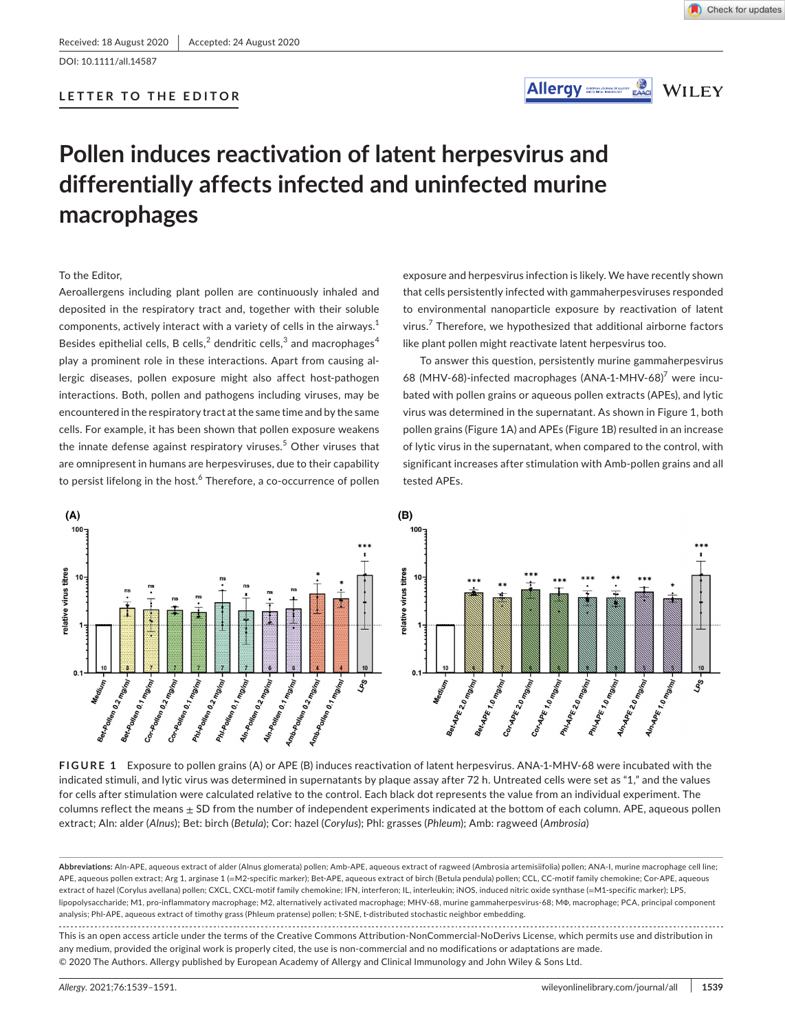Received: 18 August 2020 | Accepted: 24 August 2020

DOI: 10.1111/all.14587

LETTER TO THE EDITOR

# Pollen induces reactivation of latent herpesvirus and differentially affects infected and uninfected murine macrophages

To the Editor,

Aeroallergens including plant pollen are continuously inhaled and deposited in the respiratory tract and, together with their soluble components, actively interact with a variety of cells in the airways.[1] Besides epithelial cells, B cells,[2] dendritic cells,[3] and macrophages[4] play a prominent role in these interactions. Apart from causing allergic diseases, pollen exposure might also affect host-pathogen interactions. Both, pollen and pathogens including viruses, may be encountered in the respiratory tract at the same time and by the same cells. For example, it has been shown that pollen exposure weakens the innate defense against respiratory viruses.[5] Other viruses that are omnipresent in humans are herpesviruses, due to their capability to persist lifelong in the host.[6] Therefore, a co-occurrence of pollen exposure and herpesvirus infection is likely. We have recently shown that cells persistently infected with gammaherpesviruses responded to environmental nanoparticle exposure by reactivation of latent virus.[7] Therefore, we hypothesized that additional airborne factors like plant pollen might reactivate latent herpesvirus too.

To answer this question, persistently murine gammaherpesvirus 68 (MHV-68)-infected macrophages (ANA-1-MHV-68)[7] were incubated with pollen grains or aqueous pollen extracts (APEs), and lytic virus was determined in the supernatant. As shown in Figure 1, both pollen grains (Figure 1A) and APEs (Figure 1B) resulted in an increase of lytic virus in the supernatant, when compared to the control, with significant increases after stimulation with Amb-pollen grains and all tested APEs.

**FIGURE 1** Exposure to pollen grains (A) or APE (B) induces reactivation of latent herpesvirus. ANA-1-MHV-68 were incubated with the indicated stimuli, and lytic virus was determined in supernatants by plaque assay after 72 h. Untreated cells were set as "1," and the values for cells after stimulation were calculated relative to the control. Each black dot represents the value from an individual experiment. The columns reflect the means ± SD from the number of independent experiments indicated at the bottom of each column. APE, aqueous pollen extract; Aln: alder (*Alnus*); Bet: birch (*Betula*); Cor: hazel (*Corylus*); Phl: grasses (*Phleum*); Amb: ragweed (*Ambrosia*)

**Abbreviations:** Aln-APE, aqueous extract of alder (Alnus glomerata) pollen; Amb-APE, aqueous extract of ragweed (Ambrosia artemisiifolia) pollen; ANA-I, murine macrophage cell line; APE, aqueous pollen extract; Arg 1, arginase 1 (=M2-specific marker); Bet-APE, aqueous extract of birch (Betula pendula) pollen; CCL, CC-motif family chemokine; Cor-APE, aqueous extract of hazel (Corylus avellana) pollen; CXCL, CXCL-motif family chemokine; IFN, interferon; IL, interleukin; iNOS, induced nitric oxide synthase (=M1-specific marker); LPS, lipopolysaccharide; M1, pro-inflammatory macrophage; M2, alternatively activated macrophage; MHV-68, murine gammaherpesvirus-68; MΦ, macrophage; PCA, principal component analysis; Phl-APE, aqueous extract of timothy grass (Phleum pratense) pollen; t-SNE, t-distributed stochastic neighbor embedding.

This is an open access article under the terms of the Creative Commons Attribution-NonCommercial-NoDerivs License, which permits use and distribution in any medium, provided the original work is properly cited, the use is non-commercial and no modifications or adaptations are made.
© 2020 The Authors. Allergy published by European Academy of Allergy and Clinical Immunology and John Wiley & Sons Ltd.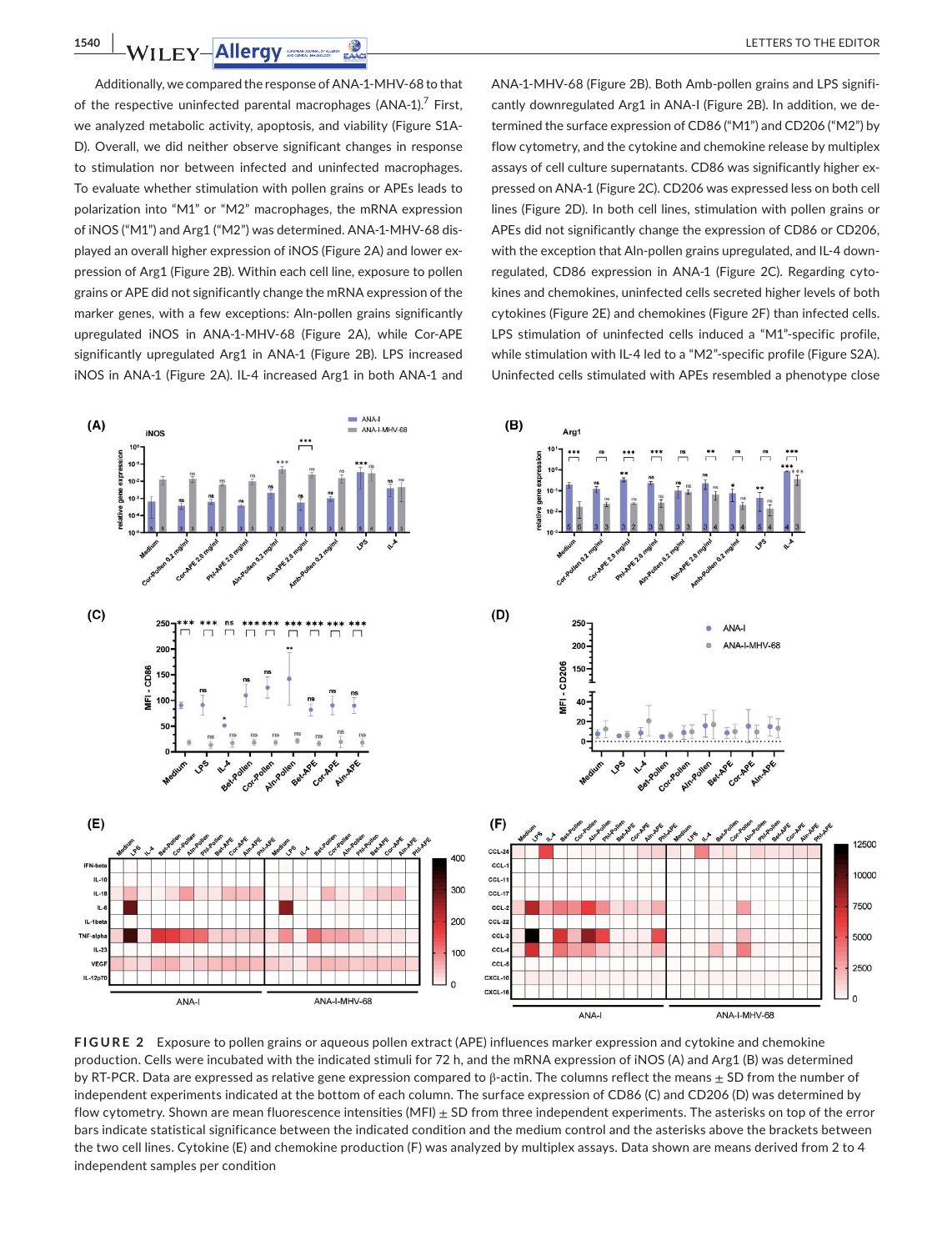Additionally, we compared the response of ANA-1-MHV-68 to that of the respective uninfected parental macrophages (ANA-1).[7] First, we analyzed metabolic activity, apoptosis, and viability (Figure S1A-D). Overall, we did neither observe significant changes in response to stimulation nor between infected and uninfected macrophages. To evaluate whether stimulation with pollen grains or APEs leads to polarization into "M1" or "M2" macrophages, the mRNA expression of iNOS ("M1") and Arg1 ("M2") was determined. ANA-1-MHV-68 displayed an overall higher expression of iNOS (Figure 2A) and lower expression of Arg1 (Figure 2B). Within each cell line, exposure to pollen grains or APE did not significantly change the mRNA expression of the marker genes, with a few exceptions: Aln-pollen grains significantly upregulated iNOS in ANA-1-MHV-68 (Figure 2A), while Cor-APE significantly upregulated Arg1 in ANA-1 (Figure 2B). LPS increased iNOS in ANA-1 (Figure 2A). IL-4 increased Arg1 in both ANA-1 and ANA-1-MHV-68 (Figure 2B). Both Amb-pollen grains and LPS significantly downregulated Arg1 in ANA-I (Figure 2B). In addition, we determined the surface expression of CD86 ("M1") and CD206 ("M2") by flow cytometry, and the cytokine and chemokine release by multiplex assays of cell culture supernatants. CD86 was significantly higher expressed on ANA-1 (Figure 2C). CD206 was expressed less on both cell lines (Figure 2D). In both cell lines, stimulation with pollen grains or APEs did not significantly change the expression of CD86 or CD206, with the exception that Aln-pollen grains upregulated, and IL-4 downregulated, CD86 expression in ANA-1 (Figure 2C). Regarding cytokines and chemokines, uninfected cells secreted higher levels of both cytokines (Figure 2E) and chemokines (Figure 2F) than infected cells. LPS stimulation of uninfected cells induced a "M1"-specific profile, while stimulation with IL-4 led to a "M2"-specific profile (Figure S2A). Uninfected cells stimulated with APEs resembled a phenotype close

**FIGURE 2** Exposure to pollen grains or aqueous pollen extract (APE) influences marker expression and cytokine and chemokine production. Cells were incubated with the indicated stimuli for 72 h, and the mRNA expression of iNOS (A) and Arg1 (B) was determined by RT-PCR. Data are expressed as relative gene expression compared to β-actin. The columns reflect the means ± SD from the number of independent experiments indicated at the bottom of each column. The surface expression of CD86 (C) and CD206 (D) was determined by flow cytometry. Shown are mean fluorescence intensities (MFI) ± SD from three independent experiments. The asterisks on top of the error bars indicate statistical significance between the indicated condition and the medium control and the asterisks above the brackets between the two cell lines. Cytokine (E) and chemokine production (F) was analyzed by multiplex assays. Data shown are means derived from 2 to 4 independent samples per condition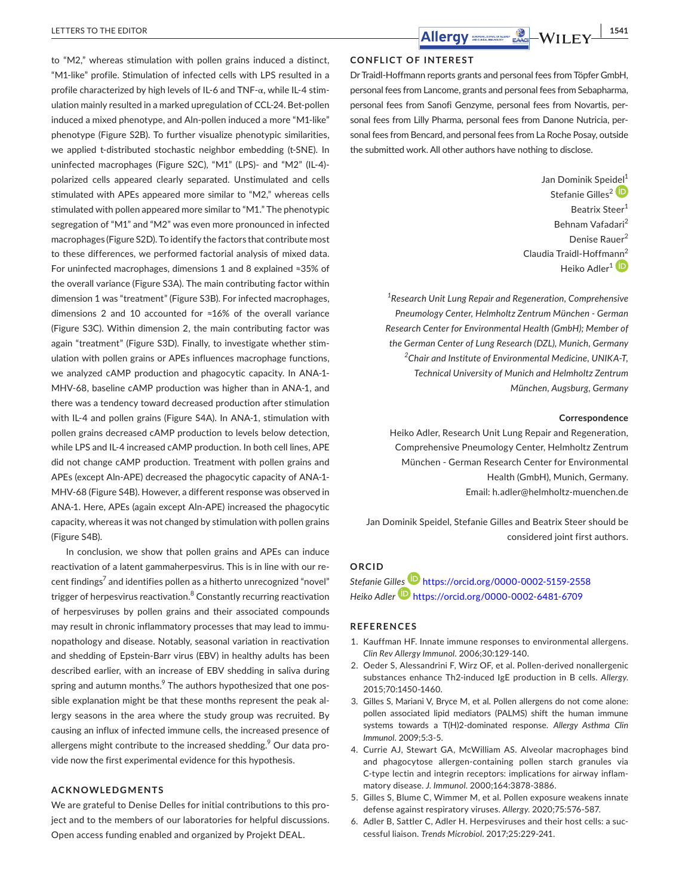to "M2," whereas stimulation with pollen grains induced a distinct, "M1-like" profile. Stimulation of infected cells with LPS resulted in a profile characterized by high levels of IL-6 and TNF-α, while IL-4 stimulation mainly resulted in a marked upregulation of CCL-24. Bet-pollen induced a mixed phenotype, and Aln-pollen induced a more "M1-like" phenotype (Figure S2B). To further visualize phenotypic similarities, we applied t-distributed stochastic neighbor embedding (t-SNE). In uninfected macrophages (Figure S2C), "M1" (LPS)- and "M2" (IL-4)-polarized cells appeared clearly separated. Unstimulated and cells stimulated with APEs appeared more similar to "M2," whereas cells stimulated with pollen appeared more similar to "M1." The phenotypic segregation of "M1" and "M2" was even more pronounced in infected macrophages (Figure S2D). To identify the factors that contribute most to these differences, we performed factorial analysis of mixed data. For uninfected macrophages, dimensions 1 and 8 explained ≈35% of the overall variance (Figure S3A). The main contributing factor within dimension 1 was "treatment" (Figure S3B). For infected macrophages, dimensions 2 and 10 accounted for ≈16% of the overall variance (Figure S3C). Within dimension 2, the main contributing factor was again "treatment" (Figure S3D). Finally, to investigate whether stimulation with pollen grains or APEs influences macrophage functions, we analyzed cAMP production and phagocytic capacity. In ANA-1-MHV-68, baseline cAMP production was higher than in ANA-1, and there was a tendency toward decreased production after stimulation with IL-4 and pollen grains (Figure S4A). In ANA-1, stimulation with pollen grains decreased cAMP production to levels below detection, while LPS and IL-4 increased cAMP production. In both cell lines, APE did not change cAMP production. Treatment with pollen grains and APEs (except Aln-APE) decreased the phagocytic capacity of ANA-1-MHV-68 (Figure S4B). However, a different response was observed in ANA-1. Here, APEs (again except Aln-APE) increased the phagocytic capacity, whereas it was not changed by stimulation with pollen grains (Figure S4B).

In conclusion, we show that pollen grains and APEs can induce reactivation of a latent gammaherpesvirus. This is in line with our recent findings[7] and identifies pollen as a hitherto unrecognized "novel" trigger of herpesvirus reactivation.[8] Constantly recurring reactivation of herpesviruses by pollen grains and their associated compounds may result in chronic inflammatory processes that may lead to immunopathology and disease. Notably, seasonal variation in reactivation and shedding of Epstein-Barr virus (EBV) in healthy adults has been described earlier, with an increase of EBV shedding in saliva during spring and autumn months.[9] The authors hypothesized that one possible explanation might be that these months represent the peak allergy seasons in the area where the study group was recruited. By causing an influx of infected immune cells, the increased presence of allergens might contribute to the increased shedding.[9] Our data provide now the first experimental evidence for this hypothesis.

## ACKNOWLEDGMENTS

We are grateful to Denise Delles for initial contributions to this project and to the members of our laboratories for helpful discussions. Open access funding enabled and organized by Projekt DEAL.

## CONFLICT OF INTEREST

Dr Traidl-Hoffmann reports grants and personal fees from Töpfer GmbH, personal fees from Lancome, grants and personal fees from Sebapharma, personal fees from Sanofi Genzyme, personal fees from Novartis, personal fees from Lilly Pharma, personal fees from Danone Nutricia, personal fees from Bencard, and personal fees from La Roche Posay, outside the submitted work. All other authors have nothing to disclose.

Jan Dominik Speidel[1]
Stefanie Gilles[2]
Beatrix Steer[1]
Behnam Vafadari[2]
Denise Rauer[2]
Claudia Traidl-Hoffmann[2]
Heiko Adler[1]

*[1]Research Unit Lung Repair and Regeneration, Comprehensive Pneumology Center, Helmholtz Zentrum München - German Research Center for Environmental Health (GmbH); Member of the German Center of Lung Research (DZL), Munich, Germany*
*[2]Chair and Institute of Environmental Medicine, UNIKA-T, Technical University of Munich and Helmholtz Zentrum München, Augsburg, Germany*

**Correspondence**
Heiko Adler, Research Unit Lung Repair and Regeneration, Comprehensive Pneumology Center, Helmholtz Zentrum München - German Research Center for Environmental Health (GmbH), Munich, Germany.
Email: h.adler@helmholtz-muenchen.de

Jan Dominik Speidel, Stefanie Gilles and Beatrix Steer should be considered joint first authors.

## ORCID

*Stefanie Gilles* https://orcid.org/0000-0002-5159-2558
*Heiko Adler* https://orcid.org/0000-0002-6481-6709

## REFERENCES

1. Kauffman HF. Innate immune responses to environmental allergens. *Clin Rev Allergy Immunol.* 2006;30:129-140.
2. Oeder S, Alessandrini F, Wirz OF, et al. Pollen-derived nonallergenic substances enhance Th2-induced IgE production in B cells. *Allergy.* 2015;70:1450-1460.
3. Gilles S, Mariani V, Bryce M, et al. Pollen allergens do not come alone: pollen associated lipid mediators (PALMS) shift the human immune systems towards a T(H)2-dominated response. *Allergy Asthma Clin Immunol.* 2009;5:3-5.
4. Currie AJ, Stewart GA, McWilliam AS. Alveolar macrophages bind and phagocytose allergen-containing pollen starch granules via C-type lectin and integrin receptors: implications for airway inflammatory disease. *J Immunol.* 2000;164:3878-3886.
5. Gilles S, Blume C, Wimmer M, et al. Pollen exposure weakens innate defense against respiratory viruses. *Allergy.* 2020;75:576-587.
6. Adler B, Sattler C, Adler H. Herpesviruses and their host cells: a successful liaison. *Trends Microbiol.* 2017;25:229-241.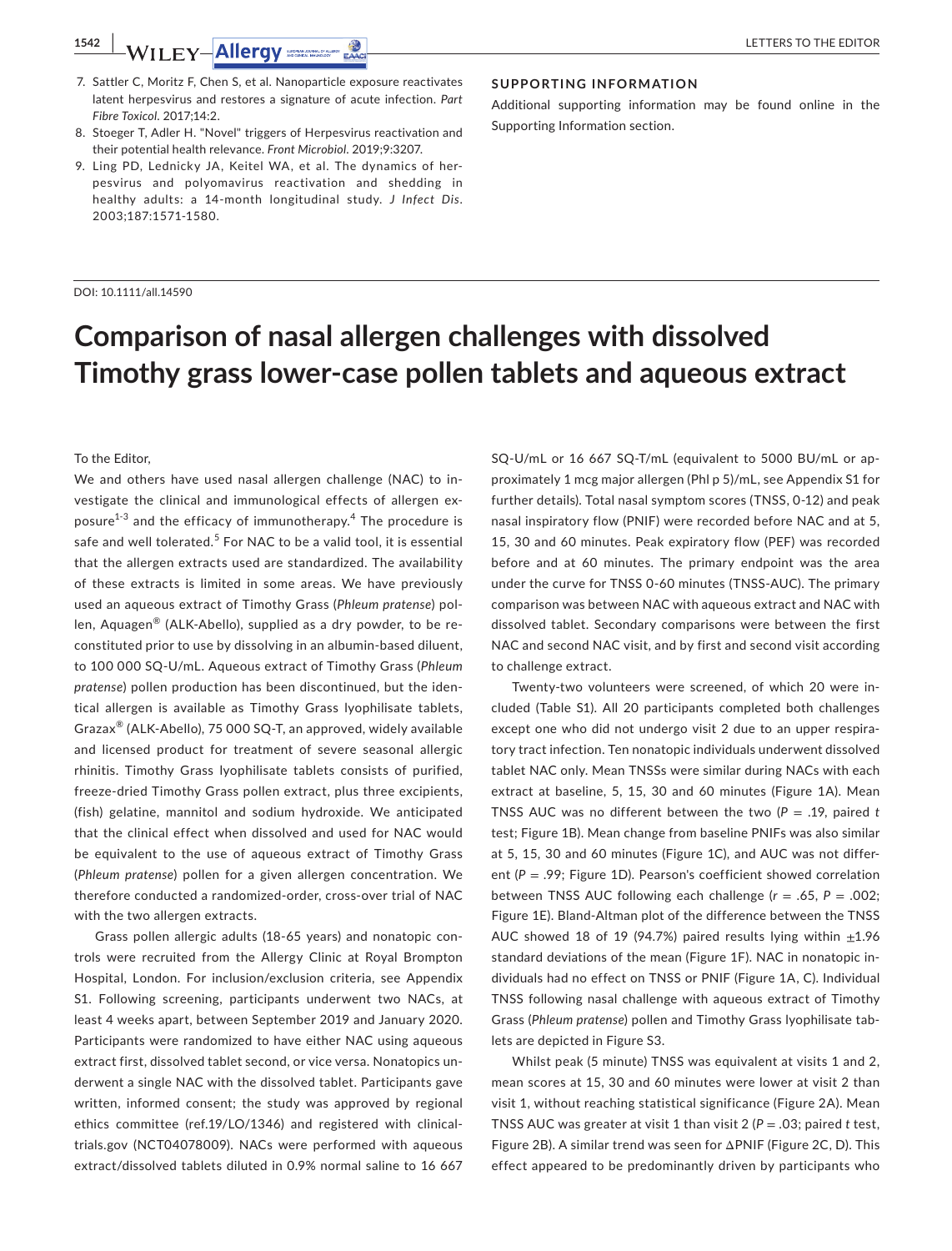7. Sattler C, Moritz F, Chen S, et al. Nanoparticle exposure reactivates latent herpesvirus and restores a signature of acute infection. *Part Fibre Toxicol*. 2017;14:2.
8. Stoeger T, Adler H. "Novel" triggers of Herpesvirus reactivation and their potential health relevance. *Front Microbiol*. 2019;9:3207.
9. Ling PD, Lednicky JA, Keitel WA, et al. The dynamics of herpesvirus and polyomavirus reactivation and shedding in healthy adults: a 14-month longitudinal study. *J Infect Dis*. 2003;187:1571-1580.

## SUPPORTING INFORMATION

Additional supporting information may be found online in the Supporting Information section.

DOI: 10.1111/all.14590

# Comparison of nasal allergen challenges with dissolved Timothy grass lower-case pollen tablets and aqueous extract

To the Editor,

We and others have used nasal allergen challenge (NAC) to investigate the clinical and immunological effects of allergen exposure[1-3] and the efficacy of immunotherapy.[4] The procedure is safe and well tolerated.[5] For NAC to be a valid tool, it is essential that the allergen extracts used are standardized. The availability of these extracts is limited in some areas. We have previously used an aqueous extract of Timothy Grass (*Phleum pratense*) pollen, Aquagen® (ALK-Abello), supplied as a dry powder, to be reconstituted prior to use by dissolving in an albumin-based diluent, to 100 000 SQ-U/mL. Aqueous extract of Timothy Grass (*Phleum pratense*) pollen production has been discontinued, but the identical allergen is available as Timothy Grass lyophilisate tablets, Grazax® (ALK-Abello), 75 000 SQ-T, an approved, widely available and licensed product for treatment of severe seasonal allergic rhinitis. Timothy Grass lyophilisate tablets consists of purified, freeze-dried Timothy Grass pollen extract, plus three excipients, (fish) gelatine, mannitol and sodium hydroxide. We anticipated that the clinical effect when dissolved and used for NAC would be equivalent to the use of aqueous extract of Timothy Grass (*Phleum pratense*) pollen for a given allergen concentration. We therefore conducted a randomized-order, cross-over trial of NAC with the two allergen extracts.

Grass pollen allergic adults (18-65 years) and nonatopic controls were recruited from the Allergy Clinic at Royal Brompton Hospital, London. For inclusion/exclusion criteria, see Appendix S1. Following screening, participants underwent two NACs, at least 4 weeks apart, between September 2019 and January 2020. Participants were randomized to have either NAC using aqueous extract first, dissolved tablet second, or vice versa. Nonatopics underwent a single NAC with the dissolved tablet. Participants gave written, informed consent; the study was approved by regional ethics committee (ref.19/LO/1346) and registered with clinicaltrials.gov (NCT04078009). NACs were performed with aqueous extract/dissolved tablets diluted in 0.9% normal saline to 16 667 SQ-U/mL or 16 667 SQ-T/mL (equivalent to 5000 BU/mL or approximately 1 mcg major allergen (Phl p 5)/mL, see Appendix S1 for further details). Total nasal symptom scores (TNSS, 0-12) and peak nasal inspiratory flow (PNIF) were recorded before NAC and at 5, 15, 30 and 60 minutes. Peak expiratory flow (PEF) was recorded before and at 60 minutes. The primary endpoint was the area under the curve for TNSS 0-60 minutes (TNSS-AUC). The primary comparison was between NAC with aqueous extract and NAC with dissolved tablet. Secondary comparisons were between the first NAC and second NAC visit, and by first and second visit according to challenge extract.

Twenty-two volunteers were screened, of which 20 were included (Table S1). All 20 participants completed both challenges except one who did not undergo visit 2 due to an upper respiratory tract infection. Ten nonatopic individuals underwent dissolved tablet NAC only. Mean TNSSs were similar during NACs with each extract at baseline, 5, 15, 30 and 60 minutes (Figure 1A). Mean TNSS AUC was no different between the two ($P = .19$, paired *t* test; Figure 1B). Mean change from baseline PNIFs was also similar at 5, 15, 30 and 60 minutes (Figure 1C), and AUC was not different ($P = .99$; Figure 1D). Pearson's coefficient showed correlation between TNSS AUC following each challenge ($r = .65$, $P = .002$; Figure 1E). Bland-Altman plot of the difference between the TNSS AUC showed 18 of 19 (94.7%) paired results lying within ±1.96 standard deviations of the mean (Figure 1F). NAC in nonatopic individuals had no effect on TNSS or PNIF (Figure 1A, C). Individual TNSS following nasal challenge with aqueous extract of Timothy Grass (*Phleum pratense*) pollen and Timothy Grass lyophilisate tablets are depicted in Figure S3.

Whilst peak (5 minute) TNSS was equivalent at visits 1 and 2, mean scores at 15, 30 and 60 minutes were lower at visit 2 than visit 1, without reaching statistical significance (Figure 2A). Mean TNSS AUC was greater at visit 1 than visit 2 ($P = .03$; paired *t* test, Figure 2B). A similar trend was seen for ΔPNIF (Figure 2C, D). This effect appeared to be predominantly driven by participants who